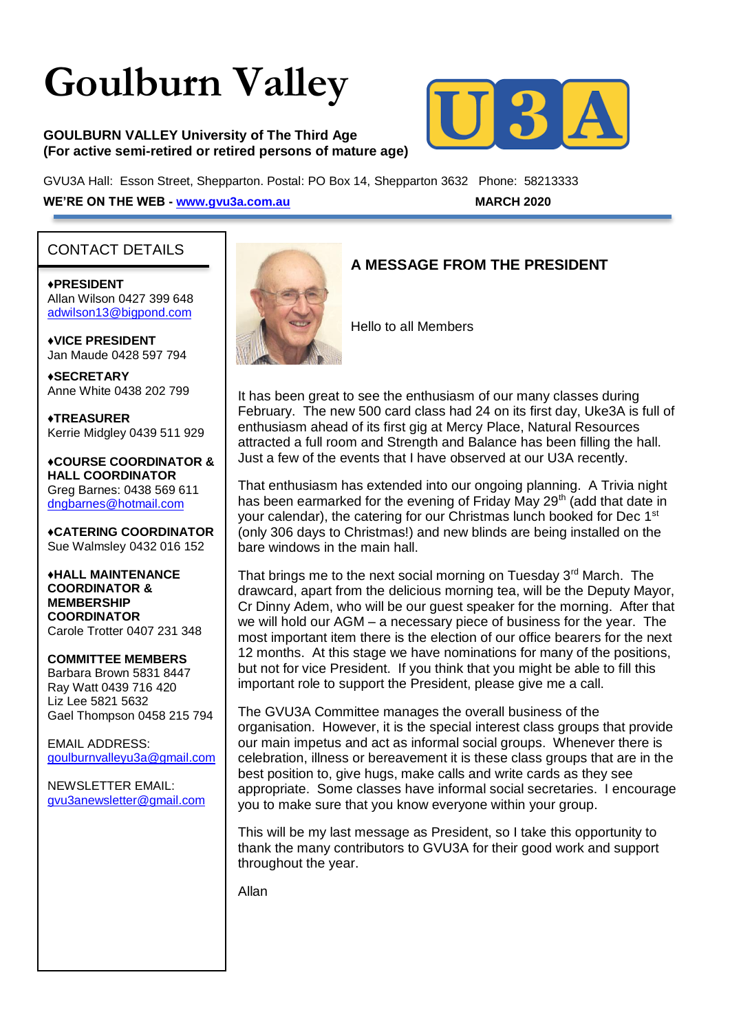# Goulburn Valley

**GOULBURN VALLEY University of The Third Age**
**(For active semi-retired or retired persons of mature age)**

GVU3A Hall: Esson Street, Shepparton. Postal: PO Box 14, Shepparton 3632 Phone: 58213333

**WE'RE ON THE WEB - www.gvu3a.com.au** **MARCH 2020**

## CONTACT DETAILS

**♦PRESIDENT**
Allan Wilson 0427 399 648
adwilson13@bigpond.com

**♦VICE PRESIDENT**
Jan Maude 0428 597 794

**♦SECRETARY**
Anne White 0438 202 799

**♦TREASURER**
Kerrie Midgley 0439 511 929

**♦COURSE COORDINATOR & HALL COORDINATOR**
Greg Barnes: 0438 569 611
dngbarnes@hotmail.com

**♦CATERING COORDINATOR**
Sue Walmsley 0432 016 152

**♦HALL MAINTENANCE COORDINATOR & MEMBERSHIP COORDINATOR**
Carole Trotter 0407 231 348

**COMMITTEE MEMBERS**
Barbara Brown 5831 8447
Ray Watt 0439 716 420
Liz Lee 5821 5632
Gael Thompson 0458 215 794

EMAIL ADDRESS:
goulburnvalleyu3a@gmail.com

NEWSLETTER EMAIL:
gvu3anewsletter@gmail.com

## A MESSAGE FROM THE PRESIDENT

Hello to all Members

It has been great to see the enthusiasm of our many classes during February. The new 500 card class had 24 on its first day, Uke3A is full of enthusiasm ahead of its first gig at Mercy Place, Natural Resources attracted a full room and Strength and Balance has been filling the hall. Just a few of the events that I have observed at our U3A recently.

That enthusiasm has extended into our ongoing planning. A Trivia night has been earmarked for the evening of Friday May 29th (add that date in your calendar), the catering for our Christmas lunch booked for Dec 1st (only 306 days to Christmas!) and new blinds are being installed on the bare windows in the main hall.

That brings me to the next social morning on Tuesday 3rd March. The drawcard, apart from the delicious morning tea, will be the Deputy Mayor, Cr Dinny Adem, who will be our guest speaker for the morning. After that we will hold our AGM – a necessary piece of business for the year. The most important item there is the election of our office bearers for the next 12 months. At this stage we have nominations for many of the positions, but not for vice President. If you think that you might be able to fill this important role to support the President, please give me a call.

The GVU3A Committee manages the overall business of the organisation. However, it is the special interest class groups that provide our main impetus and act as informal social groups. Whenever there is celebration, illness or bereavement it is these class groups that are in the best position to, give hugs, make calls and write cards as they see appropriate. Some classes have informal social secretaries. I encourage you to make sure that you know everyone within your group.

This will be my last message as President, so I take this opportunity to thank the many contributors to GVU3A for their good work and support throughout the year.

Allan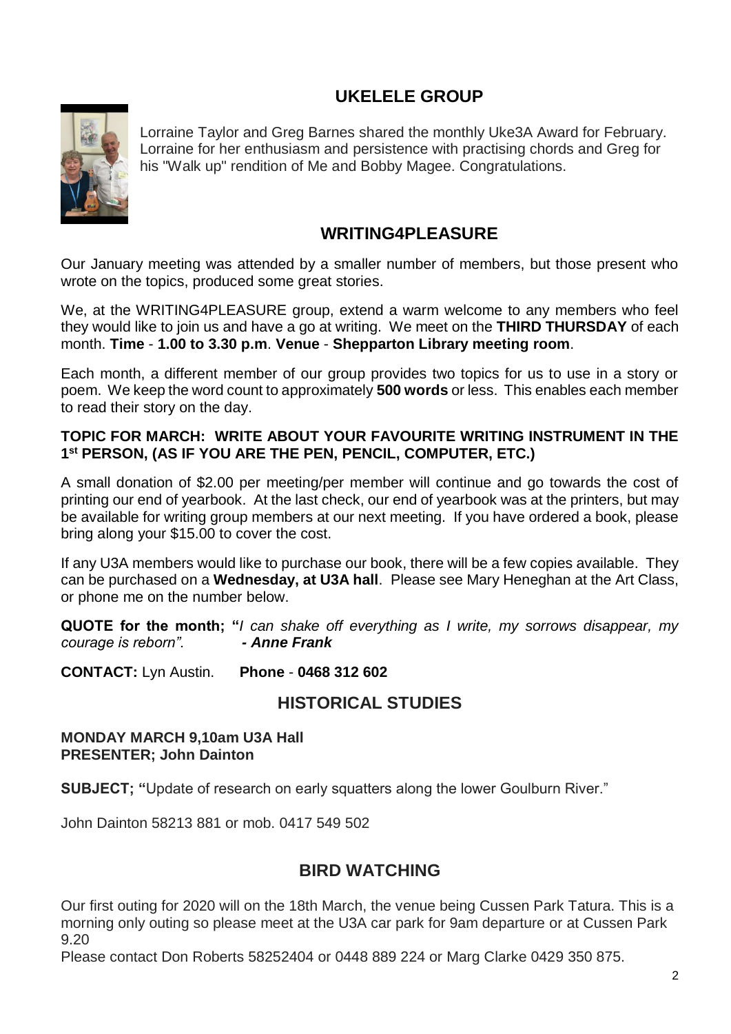## UKELELE GROUP

Lorraine Taylor and Greg Barnes shared the monthly Uke3A Award for February. Lorraine for her enthusiasm and persistence with practising chords and Greg for his "Walk up" rendition of Me and Bobby Magee. Congratulations.

## WRITING4PLEASURE

Our January meeting was attended by a smaller number of members, but those present who wrote on the topics, produced some great stories.

We, at the WRITING4PLEASURE group, extend a warm welcome to any members who feel they would like to join us and have a go at writing. We meet on the **THIRD THURSDAY** of each month. **Time** - **1.00 to 3.30 p.m**. **Venue** - **Shepparton Library meeting room**.

Each month, a different member of our group provides two topics for us to use in a story or poem. We keep the word count to approximately **500 words** or less. This enables each member to read their story on the day.

**TOPIC FOR MARCH: WRITE ABOUT YOUR FAVOURITE WRITING INSTRUMENT IN THE 1st PERSON, (AS IF YOU ARE THE PEN, PENCIL, COMPUTER, ETC.)**

A small donation of $2.00 per meeting/per member will continue and go towards the cost of printing our end of yearbook. At the last check, our end of yearbook was at the printers, but may be available for writing group members at our next meeting. If you have ordered a book, please bring along your $15.00 to cover the cost.

If any U3A members would like to purchase our book, there will be a few copies available. They can be purchased on a **Wednesday, at U3A hall**. Please see Mary Heneghan at the Art Class, or phone me on the number below.

**QUOTE for the month; "***I can shake off everything as I write, my sorrows disappear, my courage is reborn".* ***- Anne Frank***

**CONTACT:** Lyn Austin. **Phone** - **0468 312 602**

## HISTORICAL STUDIES

**MONDAY MARCH 9,10am U3A Hall**
**PRESENTER; John Dainton**

**SUBJECT; "**Update of research on early squatters along the lower Goulburn River."

John Dainton 58213 881 or mob. 0417 549 502

## BIRD WATCHING

Our first outing for 2020 will on the 18th March, the venue being Cussen Park Tatura. This is a morning only outing so please meet at the U3A car park for 9am departure or at Cussen Park 9.20

Please contact Don Roberts 58252404 or 0448 889 224 or Marg Clarke 0429 350 875.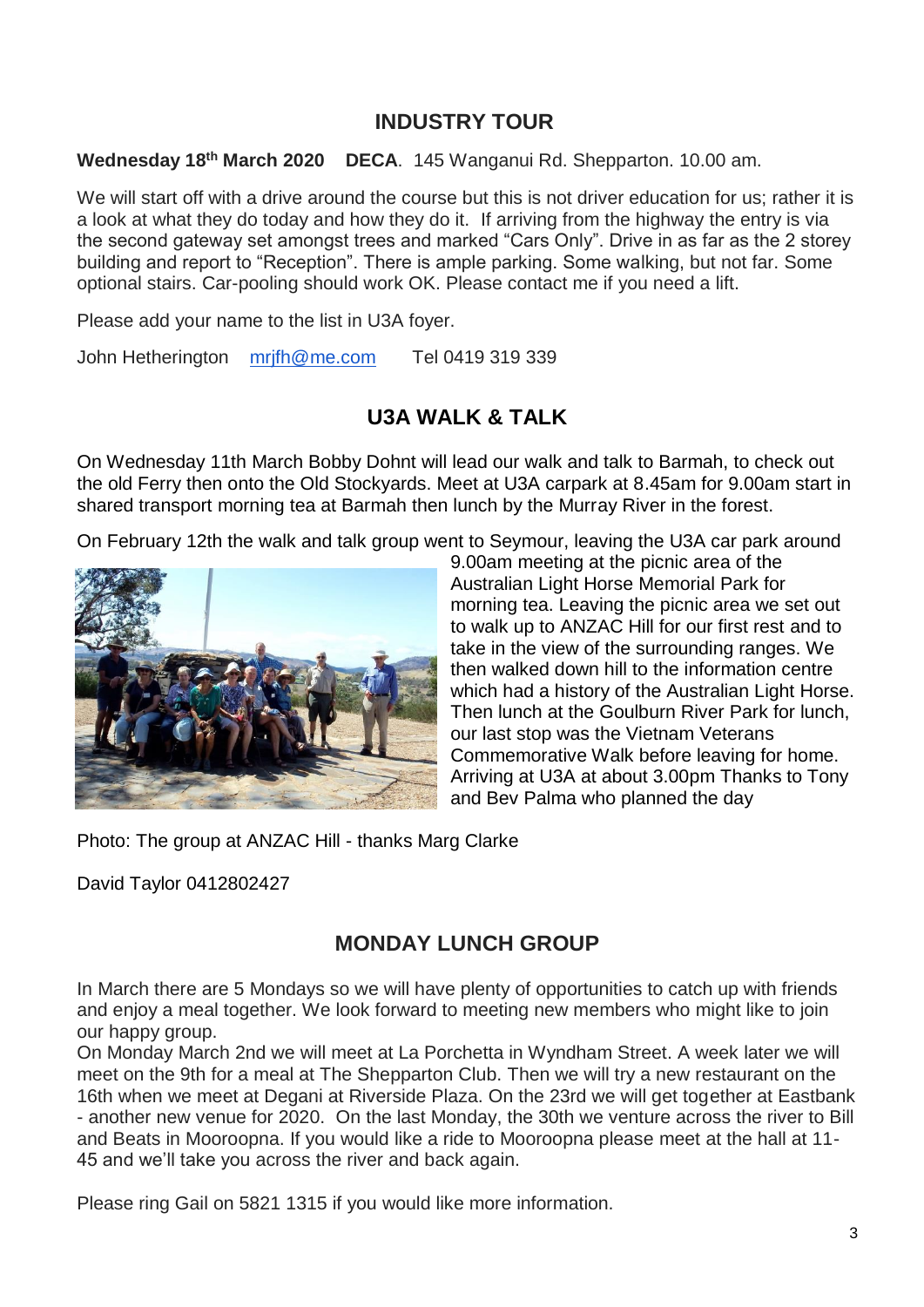## INDUSTRY TOUR

**Wednesday 18th March 2020 DECA**. 145 Wanganui Rd. Shepparton. 10.00 am.

We will start off with a drive around the course but this is not driver education for us; rather it is a look at what they do today and how they do it. If arriving from the highway the entry is via the second gateway set amongst trees and marked "Cars Only". Drive in as far as the 2 storey building and report to "Reception". There is ample parking. Some walking, but not far. Some optional stairs. Car-pooling should work OK. Please contact me if you need a lift.

Please add your name to the list in U3A foyer.

John Hetherington mrjfh@me.com Tel 0419 319 339

## U3A WALK & TALK

On Wednesday 11th March Bobby Dohnt will lead our walk and talk to Barmah, to check out the old Ferry then onto the Old Stockyards. Meet at U3A carpark at 8.45am for 9.00am start in shared transport morning tea at Barmah then lunch by the Murray River in the forest.

On February 12th the walk and talk group went to Seymour, leaving the U3A car park around 9.00am meeting at the picnic area of the Australian Light Horse Memorial Park for morning tea. Leaving the picnic area we set out to walk up to ANZAC Hill for our first rest and to take in the view of the surrounding ranges. We then walked down hill to the information centre which had a history of the Australian Light Horse. Then lunch at the Goulburn River Park for lunch, our last stop was the Vietnam Veterans Commemorative Walk before leaving for home. Arriving at U3A at about 3.00pm Thanks to Tony and Bev Palma who planned the day

Photo: The group at ANZAC Hill - thanks Marg Clarke

David Taylor 0412802427

## MONDAY LUNCH GROUP

In March there are 5 Mondays so we will have plenty of opportunities to catch up with friends and enjoy a meal together. We look forward to meeting new members who might like to join our happy group.

On Monday March 2nd we will meet at La Porchetta in Wyndham Street. A week later we will meet on the 9th for a meal at The Shepparton Club. Then we will try a new restaurant on the 16th when we meet at Degani at Riverside Plaza. On the 23rd we will get together at Eastbank - another new venue for 2020. On the last Monday, the 30th we venture across the river to Bill and Beats in Mooroopna. If you would like a ride to Mooroopna please meet at the hall at 11-45 and we'll take you across the river and back again.

Please ring Gail on 5821 1315 if you would like more information.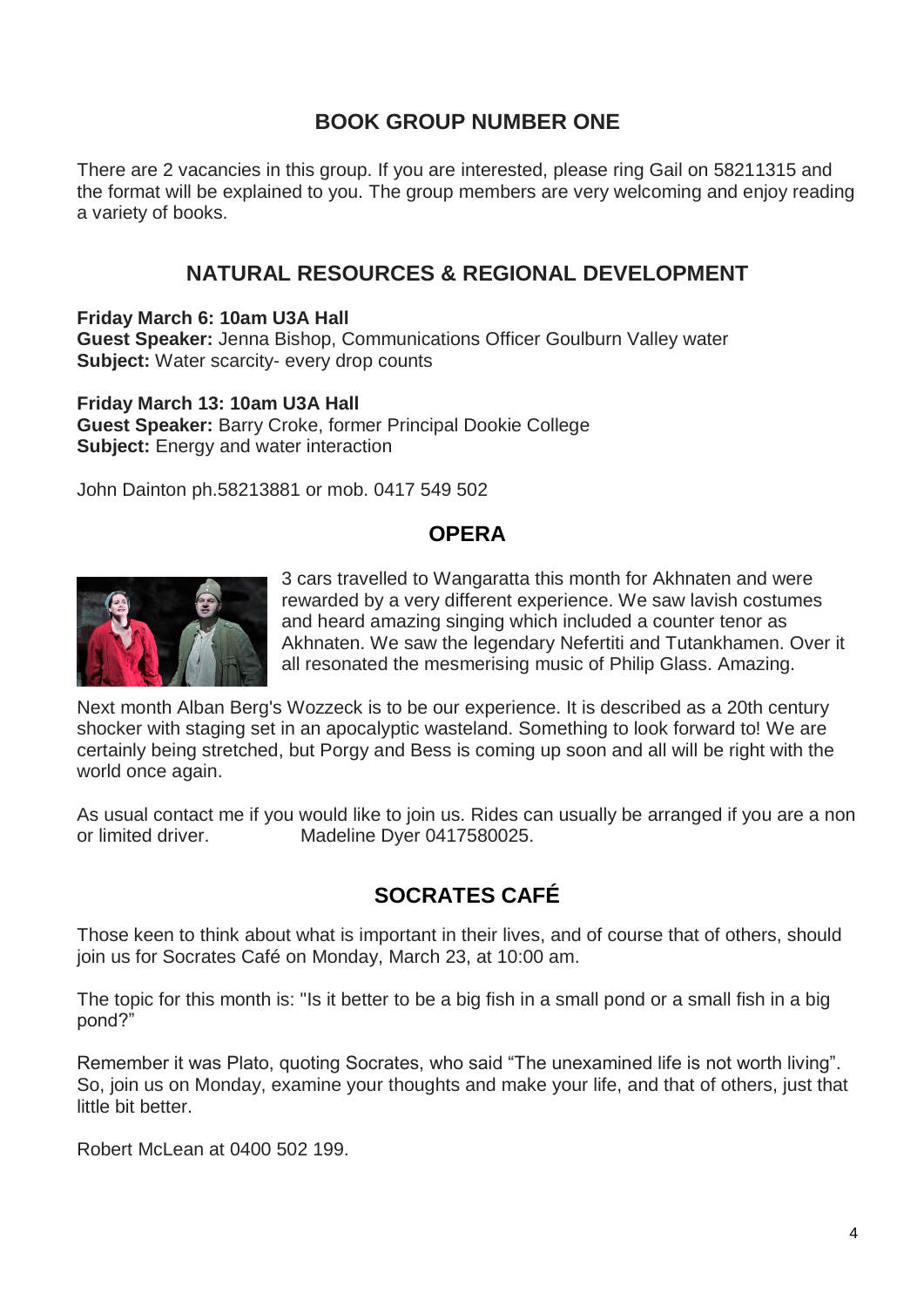## BOOK GROUP NUMBER ONE

There are 2 vacancies in this group. If you are interested, please ring Gail on 58211315 and the format will be explained to you. The group members are very welcoming and enjoy reading a variety of books.

## NATURAL RESOURCES & REGIONAL DEVELOPMENT

**Friday March 6: 10am U3A Hall**
**Guest Speaker:** Jenna Bishop, Communications Officer Goulburn Valley water
**Subject:** Water scarcity- every drop counts

**Friday March 13: 10am U3A Hall**
**Guest Speaker:** Barry Croke, former Principal Dookie College
**Subject:** Energy and water interaction

John Dainton ph.58213881 or mob. 0417 549 502

## OPERA

3 cars travelled to Wangaratta this month for Akhnaten and were rewarded by a very different experience. We saw lavish costumes and heard amazing singing which included a counter tenor as Akhnaten. We saw the legendary Nefertiti and Tutankhamen. Over it all resonated the mesmerising music of Philip Glass. Amazing.

Next month Alban Berg's Wozzeck is to be our experience. It is described as a 20th century shocker with staging set in an apocalyptic wasteland. Something to look forward to! We are certainly being stretched, but Porgy and Bess is coming up soon and all will be right with the world once again.

As usual contact me if you would like to join us. Rides can usually be arranged if you are a non or limited driver. Madeline Dyer 0417580025.

## SOCRATES CAFÉ

Those keen to think about what is important in their lives, and of course that of others, should join us for Socrates Café on Monday, March 23, at 10:00 am.

The topic for this month is: "Is it better to be a big fish in a small pond or a small fish in a big pond?"

Remember it was Plato, quoting Socrates, who said "The unexamined life is not worth living". So, join us on Monday, examine your thoughts and make your life, and that of others, just that little bit better.

Robert McLean at 0400 502 199.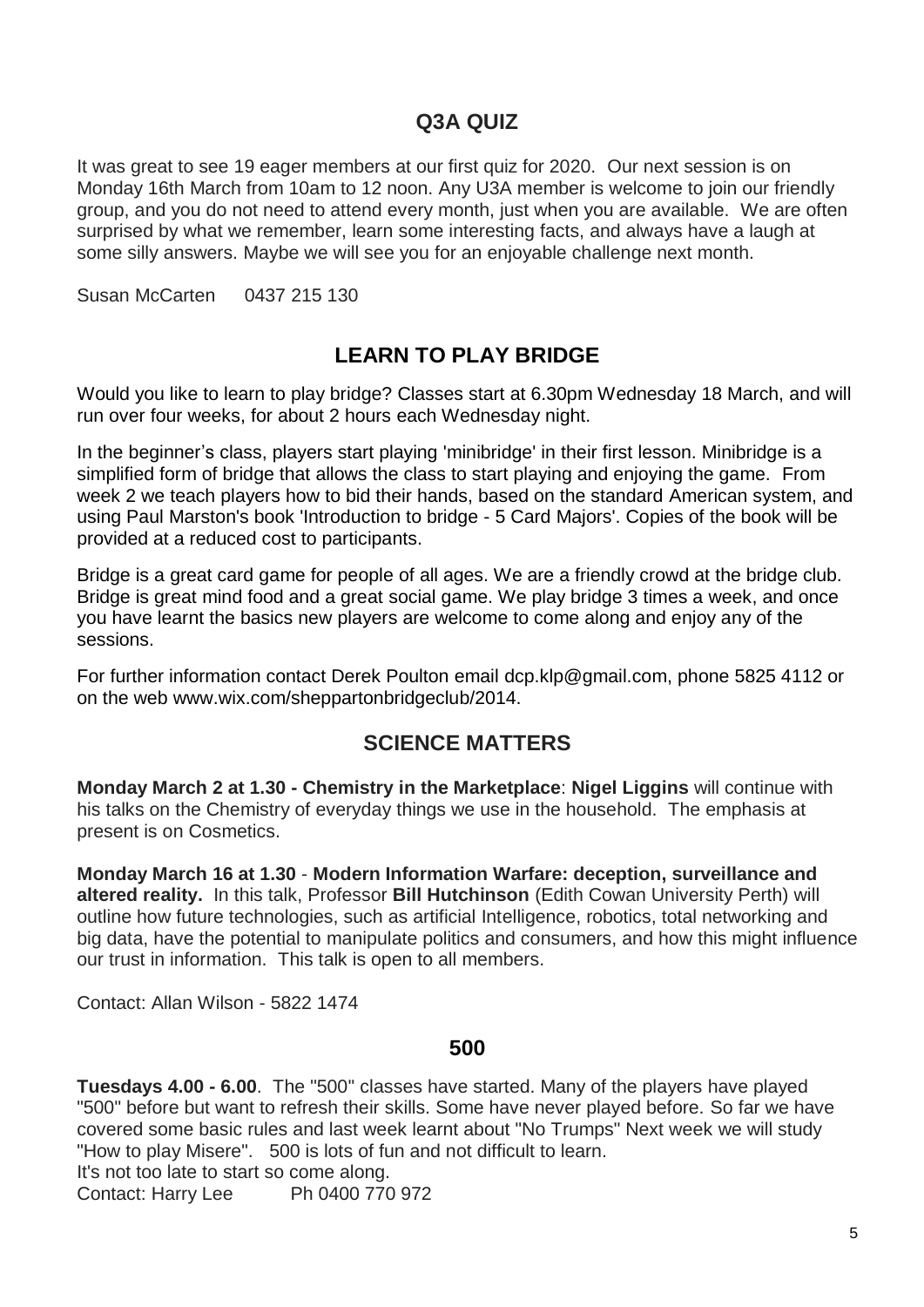## Q3A QUIZ

It was great to see 19 eager members at our first quiz for 2020. Our next session is on Monday 16th March from 10am to 12 noon. Any U3A member is welcome to join our friendly group, and you do not need to attend every month, just when you are available. We are often surprised by what we remember, learn some interesting facts, and always have a laugh at some silly answers. Maybe we will see you for an enjoyable challenge next month.

Susan McCarten    0437 215 130

## LEARN TO PLAY BRIDGE

Would you like to learn to play bridge? Classes start at 6.30pm Wednesday 18 March, and will run over four weeks, for about 2 hours each Wednesday night.

In the beginner's class, players start playing 'minibridge' in their first lesson. Minibridge is a simplified form of bridge that allows the class to start playing and enjoying the game. From week 2 we teach players how to bid their hands, based on the standard American system, and using Paul Marston's book 'Introduction to bridge - 5 Card Majors'. Copies of the book will be provided at a reduced cost to participants.

Bridge is a great card game for people of all ages. We are a friendly crowd at the bridge club. Bridge is great mind food and a great social game. We play bridge 3 times a week, and once you have learnt the basics new players are welcome to come along and enjoy any of the sessions.

For further information contact Derek Poulton email dcp.klp@gmail.com, phone 5825 4112 or on the web www.wix.com/sheppartonbridgeclub/2014.

## SCIENCE MATTERS

**Monday March 2 at 1.30 - Chemistry in the Marketplace**: **Nigel Liggins** will continue with his talks on the Chemistry of everyday things we use in the household. The emphasis at present is on Cosmetics.

**Monday March 16 at 1.30** - **Modern Information Warfare: deception, surveillance and altered reality.** In this talk, Professor **Bill Hutchinson** (Edith Cowan University Perth) will outline how future technologies, such as artificial Intelligence, robotics, total networking and big data, have the potential to manipulate politics and consumers, and how this might influence our trust in information. This talk is open to all members.

Contact: Allan Wilson - 5822 1474

## 500

**Tuesdays 4.00 - 6.00**. The "500" classes have started. Many of the players have played "500" before but want to refresh their skills. Some have never played before. So far we have covered some basic rules and last week learnt about "No Trumps" Next week we will study "How to play Misere". 500 is lots of fun and not difficult to learn.
It's not too late to start so come along.
Contact: Harry Lee    Ph 0400 770 972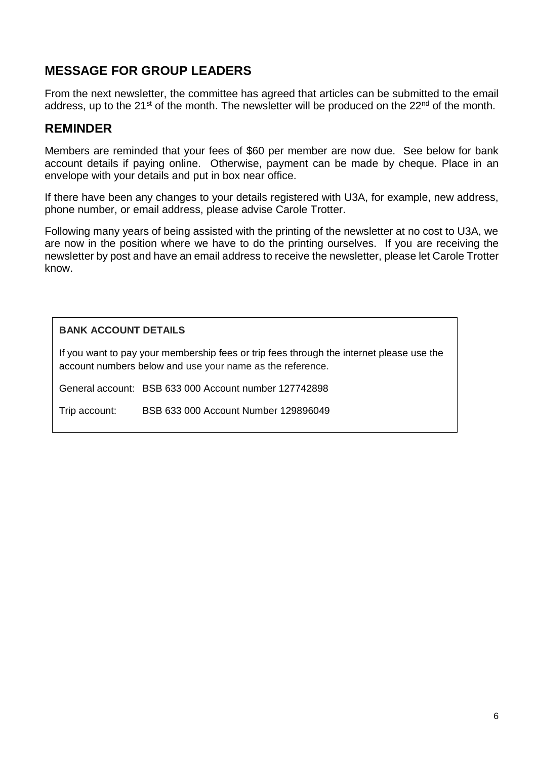## MESSAGE FOR GROUP LEADERS

From the next newsletter, the committee has agreed that articles can be submitted to the email address, up to the 21st of the month. The newsletter will be produced on the 22nd of the month.

## REMINDER

Members are reminded that your fees of $60 per member are now due. See below for bank account details if paying online. Otherwise, payment can be made by cheque. Place in an envelope with your details and put in box near office.

If there have been any changes to your details registered with U3A, for example, new address, phone number, or email address, please advise Carole Trotter.

Following many years of being assisted with the printing of the newsletter at no cost to U3A, we are now in the position where we have to do the printing ourselves. If you are receiving the newsletter by post and have an email address to receive the newsletter, please let Carole Trotter know.

**BANK ACCOUNT DETAILS**

If you want to pay your membership fees or trip fees through the internet please use the account numbers below and use your name as the reference.

General account: BSB 633 000 Account number 127742898

Trip account: BSB 633 000 Account Number 129896049